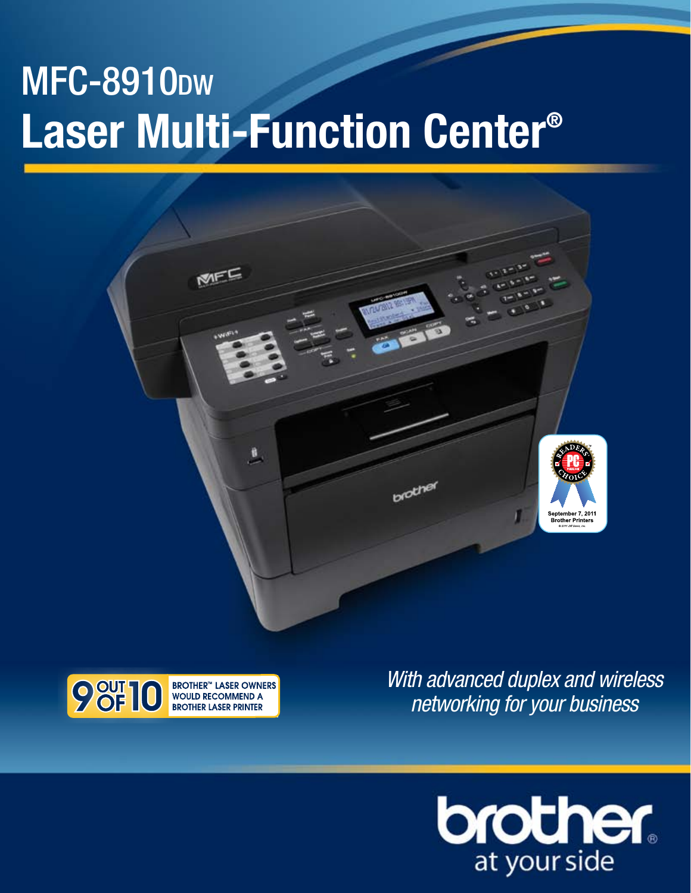# MFC-8910DW
# Laser Multi-Function Center®

READERS' CHOICE
PC
September 7, 2011
Brother Printers

9 OUT OF 10 BROTHER™ LASER OWNERS WOULD RECOMMEND A BROTHER LASER PRINTER

*With advanced duplex and wireless networking for your business*

brother®
at your side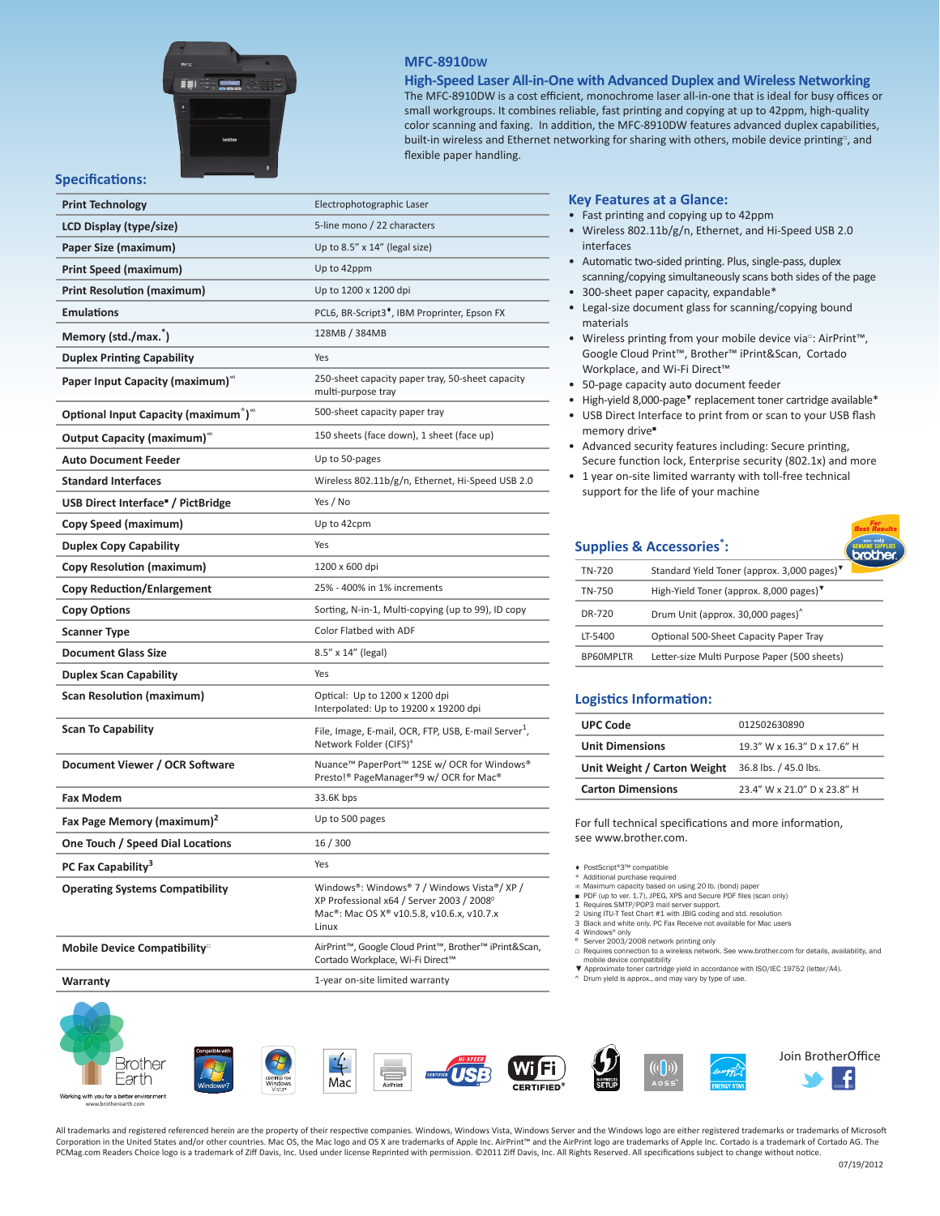## MFC-8910DW

## High-Speed Laser All-in-One with Advanced Duplex and Wireless Networking

The MFC-8910DW is a cost efficient, monochrome laser all-in-one that is ideal for busy offices or small workgroups. It combines reliable, fast printing and copying at up to 42ppm, high-quality color scanning and faxing. In addition, the MFC-8910DW features advanced duplex capabilities, built-in wireless and Ethernet networking for sharing with others, mobile device printing□, and flexible paper handling.

## Specifications:

| | |
|---|---|
| **Print Technology** | Electrophotographic Laser |
| **LCD Display (type/size)** | 5-line mono / 22 characters |
| **Paper Size (maximum)** | Up to 8.5" x 14" (legal size) |
| **Print Speed (maximum)** | Up to 42ppm |
| **Print Resolution (maximum)** | Up to 1200 x 1200 dpi |
| **Emulations** | PCL6, BR-Script3♦, IBM Proprinter, Epson FX |
| **Memory (std./max.*)** | 128MB / 384MB |
| **Duplex Printing Capability** | Yes |
| **Paper Input Capacity (maximum)∞** | 250-sheet capacity paper tray, 50-sheet capacity multi-purpose tray |
| **Optional Input Capacity (maximum*)∞** | 500-sheet capacity paper tray |
| **Output Capacity (maximum)∞** | 150 sheets (face down), 1 sheet (face up) |
| **Auto Document Feeder** | Up to 50-pages |
| **Standard Interfaces** | Wireless 802.11b/g/n, Ethernet, Hi-Speed USB 2.0 |
| **USB Direct Interface■ / PictBridge** | Yes / No |
| **Copy Speed (maximum)** | Up to 42cpm |
| **Duplex Copy Capability** | Yes |
| **Copy Resolution (maximum)** | 1200 x 600 dpi |
| **Copy Reduction/Enlargement** | 25% - 400% in 1% increments |
| **Copy Options** | Sorting, N-in-1, Multi-copying (up to 99), ID copy |
| **Scanner Type** | Color Flatbed with ADF |
| **Document Glass Size** | 8.5" x 14" (legal) |
| **Duplex Scan Capability** | Yes |
| **Scan Resolution (maximum)** | Optical: Up to 1200 x 1200 dpi<br>Interpolated: Up to 19200 x 19200 dpi |
| **Scan To Capability** | File, Image, E-mail, OCR, FTP, USB, E-mail Server[1], Network Folder (CIFS)[4] |
| **Document Viewer / OCR Software** | Nuance™ PaperPort™ 12SE w/ OCR for Windows®<br>Presto!® PageManager®9 w/ OCR for Mac® |
| **Fax Modem** | 33.6K bps |
| **Fax Page Memory (maximum)[2]** | Up to 500 pages |
| **One Touch / Speed Dial Locations** | 16 / 300 |
| **PC Fax Capability[3]** | Yes |
| **Operating Systems Compatibility** | Windows®: Windows® 7 / Windows Vista®/ XP / XP Professional x64 / Server 2003 / 2008°<br>Mac®: Mac OS X® v10.5.8, v10.6.x, v10.7.x<br>Linux |
| **Mobile Device Compatibility□** | AirPrint™, Google Cloud Print™, Brother™ iPrint&Scan, Cortado Workplace, Wi-Fi Direct™ |
| **Warranty** | 1-year on-site limited warranty |

## Key Features at a Glance:

- Fast printing and copying up to 42ppm
- Wireless 802.11b/g/n, Ethernet, and Hi-Speed USB 2.0 interfaces
- Automatic two-sided printing. Plus, single-pass, duplex scanning/copying simultaneously scans both sides of the page
- 300-sheet paper capacity, expandable*
- Legal-size document glass for scanning/copying bound materials
- Wireless printing from your mobile device via□: AirPrint™, Google Cloud Print™, Brother™ iPrint&Scan, Cortado Workplace, and Wi-Fi Direct™
- 50-page capacity auto document feeder
- High-yield 8,000-page▼ replacement toner cartridge available*
- USB Direct Interface to print from or scan to your USB flash memory drive■
- Advanced security features including: Secure printing, Secure function lock, Enterprise security (802.1x) and more
- 1 year on-site limited warranty with toll-free technical support for the life of your machine

## Supplies & Accessories*:

For Best Results use only Genuine Supplies brother

| | |
|---|---|
| TN-720 | Standard Yield Toner (approx. 3,000 pages)▼ |
| TN-750 | High-Yield Toner (approx. 8,000 pages)▼ |
| DR-720 | Drum Unit (approx. 30,000 pages)^ |
| LT-5400 | Optional 500-Sheet Capacity Paper Tray |
| BP60MPLTR | Letter-size Multi Purpose Paper (500 sheets) |

## Logistics Information:

| | |
|---|---|
| **UPC Code** | 012502630890 |
| **Unit Dimensions** | 19.3" W x 16.3" D x 17.6" H |
| **Unit Weight / Carton Weight** | 36.8 lbs. / 45.0 lbs. |
| **Carton Dimensions** | 23.4" W x 21.0" D x 23.8" H |

For full technical specifications and more information, see www.brother.com.

♦ PostScript®3™ compatible
\* Additional purchase required
∞ Maximum capacity based on using 20 lb. (bond) paper
■ PDF (up to ver. 1.7), JPEG, XPS and Secure PDF files (scan only)
1 Requires SMTP/POP3 mail server support.
2 Using ITU-T Test Chart #1 with JBIG coding and std. resolution
3 Black and white only. PC Fax Receive not available for Mac users
4 Windows® only
° Server 2003/2008 network printing only
□ Requires connection to a wireless network. See www.brother.com for details, availability, and mobile device compatibility
▼ Approximate toner cartridge yield in accordance with ISO/IEC 19752 (letter/A4).
^ Drum yield is approx., and may vary by type of use.

Brother Earth — Working with you for a better environment — www.brotherearth.com

Join BrotherOffice

All trademarks and registered referenced herein are the property of their respective companies. Windows, Windows Vista, Windows Server and the Windows logo are either registered trademarks or trademarks of Microsoft Corporation in the United States and/or other countries. Mac OS, the Mac logo and OS X are trademarks of Apple Inc. AirPrint™ and the AirPrint logo are trademarks of Apple Inc. Cortado is a trademark of Cortado AG. The PCMag.com Readers Choice logo is a trademark of Ziff Davis, Inc. Used under license Reprinted with permission. ©2011 Ziff Davis, Inc. All Rights Reserved. All specifications subject to change without notice.

07/19/2012